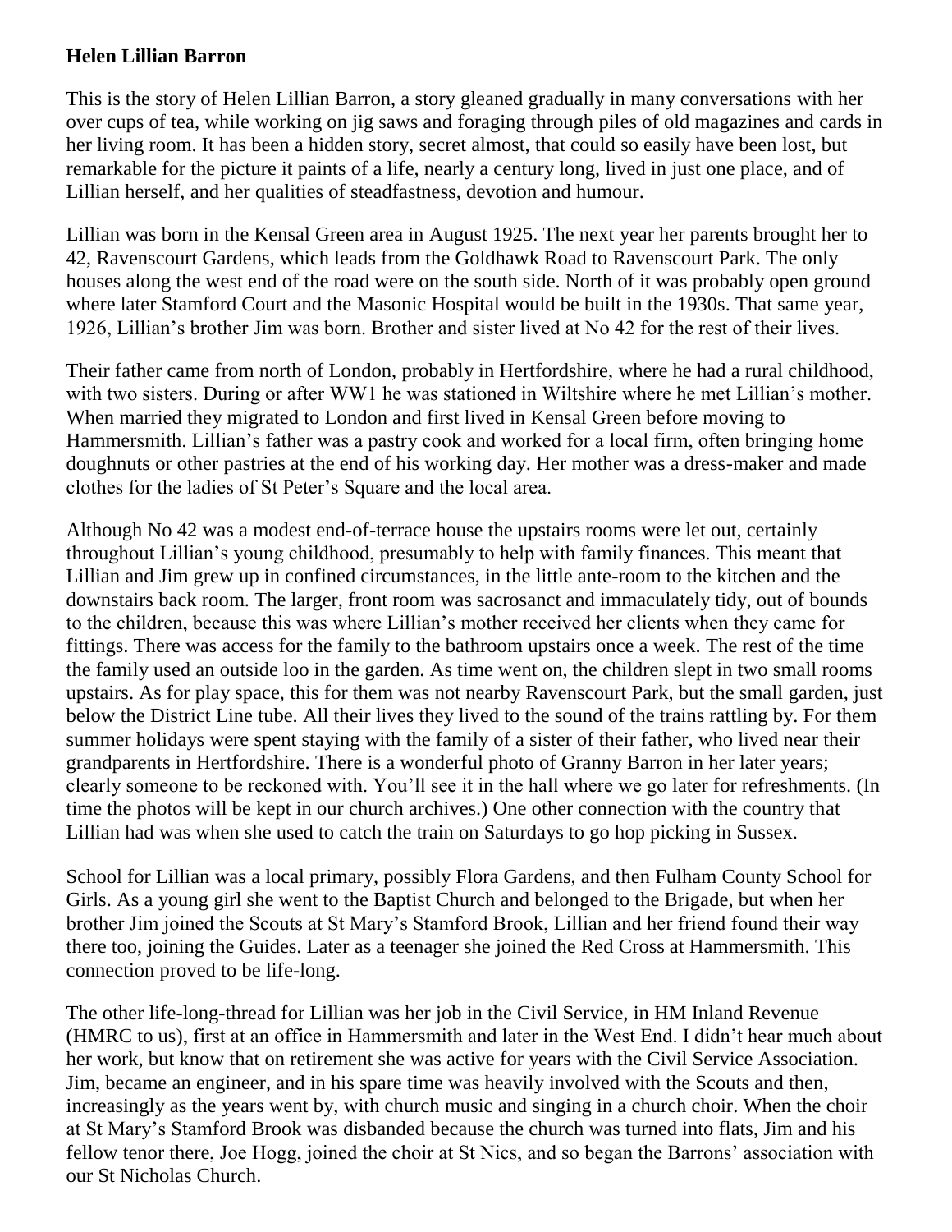**Helen Lillian Barron**

This is the story of Helen Lillian Barron, a story gleaned gradually in many conversations with her over cups of tea, while working on jig saws and foraging through piles of old magazines and cards in her living room. It has been a hidden story, secret almost, that could so easily have been lost, but remarkable for the picture it paints of a life, nearly a century long, lived in just one place, and of Lillian herself, and her qualities of steadfastness, devotion and humour.

Lillian was born in the Kensal Green area in August 1925. The next year her parents brought her to 42, Ravenscourt Gardens, which leads from the Goldhawk Road to Ravenscourt Park. The only houses along the west end of the road were on the south side. North of it was probably open ground where later Stamford Court and the Masonic Hospital would be built in the 1930s. That same year, 1926, Lillian's brother Jim was born. Brother and sister lived at No 42 for the rest of their lives.

Their father came from north of London, probably in Hertfordshire, where he had a rural childhood, with two sisters. During or after WW1 he was stationed in Wiltshire where he met Lillian's mother. When married they migrated to London and first lived in Kensal Green before moving to Hammersmith. Lillian's father was a pastry cook and worked for a local firm, often bringing home doughnuts or other pastries at the end of his working day. Her mother was a dress-maker and made clothes for the ladies of St Peter's Square and the local area.

Although No 42 was a modest end-of-terrace house the upstairs rooms were let out, certainly throughout Lillian's young childhood, presumably to help with family finances. This meant that Lillian and Jim grew up in confined circumstances, in the little ante-room to the kitchen and the downstairs back room. The larger, front room was sacrosanct and immaculately tidy, out of bounds to the children, because this was where Lillian's mother received her clients when they came for fittings. There was access for the family to the bathroom upstairs once a week. The rest of the time the family used an outside loo in the garden. As time went on, the children slept in two small rooms upstairs. As for play space, this for them was not nearby Ravenscourt Park, but the small garden, just below the District Line tube. All their lives they lived to the sound of the trains rattling by. For them summer holidays were spent staying with the family of a sister of their father, who lived near their grandparents in Hertfordshire. There is a wonderful photo of Granny Barron in her later years; clearly someone to be reckoned with. You'll see it in the hall where we go later for refreshments. (In time the photos will be kept in our church archives.) One other connection with the country that Lillian had was when she used to catch the train on Saturdays to go hop picking in Sussex.

School for Lillian was a local primary, possibly Flora Gardens, and then Fulham County School for Girls. As a young girl she went to the Baptist Church and belonged to the Brigade, but when her brother Jim joined the Scouts at St Mary's Stamford Brook, Lillian and her friend found their way there too, joining the Guides. Later as a teenager she joined the Red Cross at Hammersmith. This connection proved to be life-long.

The other life-long-thread for Lillian was her job in the Civil Service, in HM Inland Revenue (HMRC to us), first at an office in Hammersmith and later in the West End. I didn't hear much about her work, but know that on retirement she was active for years with the Civil Service Association. Jim, became an engineer, and in his spare time was heavily involved with the Scouts and then, increasingly as the years went by, with church music and singing in a church choir. When the choir at St Mary's Stamford Brook was disbanded because the church was turned into flats, Jim and his fellow tenor there, Joe Hogg, joined the choir at St Nics, and so began the Barrons' association with our St Nicholas Church.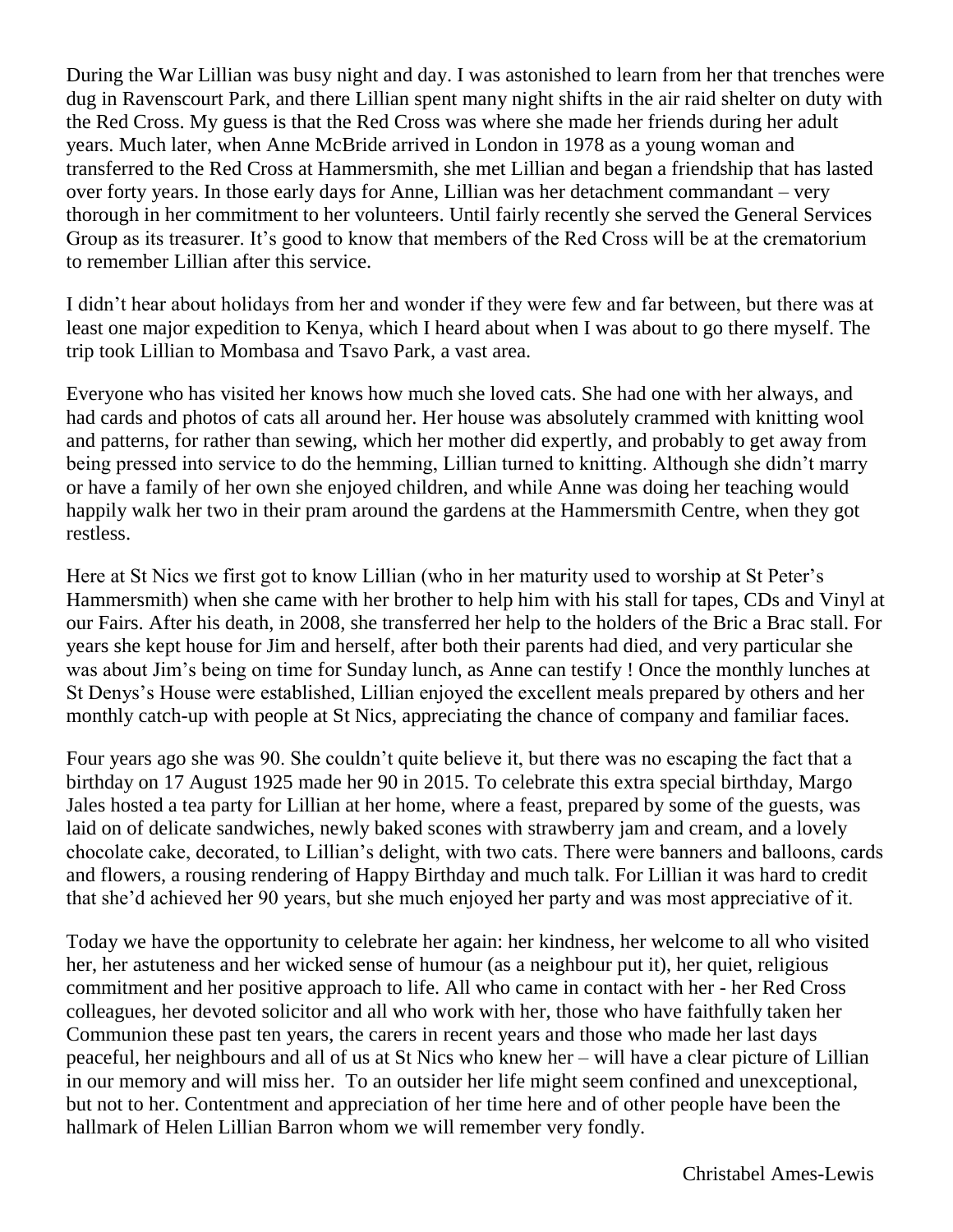During the War Lillian was busy night and day. I was astonished to learn from her that trenches were dug in Ravenscourt Park, and there Lillian spent many night shifts in the air raid shelter on duty with the Red Cross. My guess is that the Red Cross was where she made her friends during her adult years. Much later, when Anne McBride arrived in London in 1978 as a young woman and transferred to the Red Cross at Hammersmith, she met Lillian and began a friendship that has lasted over forty years. In those early days for Anne, Lillian was her detachment commandant – very thorough in her commitment to her volunteers. Until fairly recently she served the General Services Group as its treasurer. It's good to know that members of the Red Cross will be at the crematorium to remember Lillian after this service.

I didn't hear about holidays from her and wonder if they were few and far between, but there was at least one major expedition to Kenya, which I heard about when I was about to go there myself. The trip took Lillian to Mombasa and Tsavo Park, a vast area.

Everyone who has visited her knows how much she loved cats. She had one with her always, and had cards and photos of cats all around her. Her house was absolutely crammed with knitting wool and patterns, for rather than sewing, which her mother did expertly, and probably to get away from being pressed into service to do the hemming, Lillian turned to knitting. Although she didn't marry or have a family of her own she enjoyed children, and while Anne was doing her teaching would happily walk her two in their pram around the gardens at the Hammersmith Centre, when they got restless.

Here at St Nics we first got to know Lillian (who in her maturity used to worship at St Peter's Hammersmith) when she came with her brother to help him with his stall for tapes, CDs and Vinyl at our Fairs. After his death, in 2008, she transferred her help to the holders of the Bric a Brac stall. For years she kept house for Jim and herself, after both their parents had died, and very particular she was about Jim's being on time for Sunday lunch, as Anne can testify ! Once the monthly lunches at St Denys's House were established, Lillian enjoyed the excellent meals prepared by others and her monthly catch-up with people at St Nics, appreciating the chance of company and familiar faces.

Four years ago she was 90. She couldn't quite believe it, but there was no escaping the fact that a birthday on 17 August 1925 made her 90 in 2015. To celebrate this extra special birthday, Margo Jales hosted a tea party for Lillian at her home, where a feast, prepared by some of the guests, was laid on of delicate sandwiches, newly baked scones with strawberry jam and cream, and a lovely chocolate cake, decorated, to Lillian's delight, with two cats. There were banners and balloons, cards and flowers, a rousing rendering of Happy Birthday and much talk. For Lillian it was hard to credit that she'd achieved her 90 years, but she much enjoyed her party and was most appreciative of it.

Today we have the opportunity to celebrate her again: her kindness, her welcome to all who visited her, her astuteness and her wicked sense of humour (as a neighbour put it), her quiet, religious commitment and her positive approach to life. All who came in contact with her - her Red Cross colleagues, her devoted solicitor and all who work with her, those who have faithfully taken her Communion these past ten years, the carers in recent years and those who made her last days peaceful, her neighbours and all of us at St Nics who knew her – will have a clear picture of Lillian in our memory and will miss her. To an outsider her life might seem confined and unexceptional, but not to her. Contentment and appreciation of her time here and of other people have been the hallmark of Helen Lillian Barron whom we will remember very fondly.

Christabel Ames-Lewis